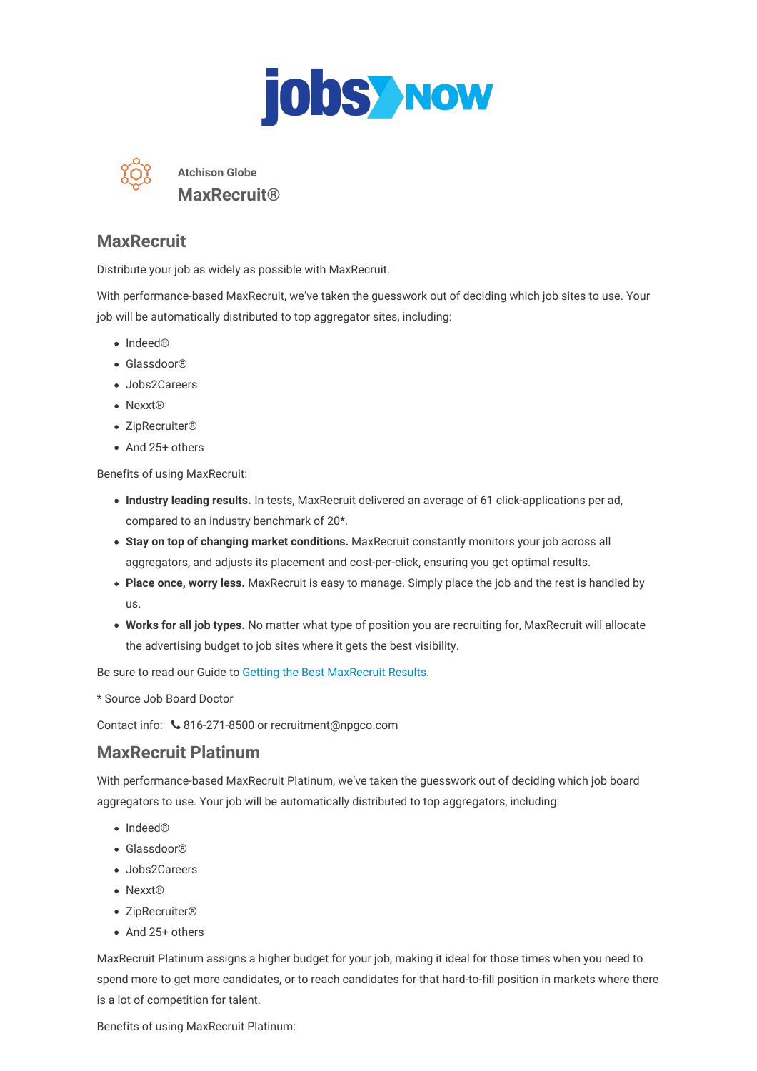Atchison Globe

MaxRecruit®

## MaxRecruit

Distribute your job as widely as possible with MaxRecruit.

With performance-based MaxRecruit, we've taken the guesswork out of deciding which job sites to use. Your job will be automatically distributed to top aggregator sites, including:

- Indeed®
- Glassdoor®
- Jobs2Careers
- Nexxt®
- ZipRecruiter®
- And 25+ others

Benefits of using MaxRecruit:

- **Industry leading results.** In tests, MaxRecruit delivered an average of 61 click-applications per ad, compared to an industry benchmark of 20*.
- **Stay on top of changing market conditions.** MaxRecruit constantly monitors your job across all aggregators, and adjusts its placement and cost-per-click, ensuring you get optimal results.
- **Place once, worry less.** MaxRecruit is easy to manage. Simply place the job and the rest is handled by us.
- **Works for all job types.** No matter what type of position you are recruiting for, MaxRecruit will allocate the advertising budget to job sites where it gets the best visibility.

Be sure to read our Guide to Getting the Best MaxRecruit Results.

* Source Job Board Doctor

Contact info: 816-271-8500 or recruitment@npgco.com

## MaxRecruit Platinum

With performance-based MaxRecruit Platinum, we've taken the guesswork out of deciding which job board aggregators to use. Your job will be automatically distributed to top aggregators, including:

- Indeed®
- Glassdoor®
- Jobs2Careers
- Nexxt®
- ZipRecruiter®
- And 25+ others

MaxRecruit Platinum assigns a higher budget for your job, making it ideal for those times when you need to spend more to get more candidates, or to reach candidates for that hard-to-fill position in markets where there is a lot of competition for talent.

Benefits of using MaxRecruit Platinum: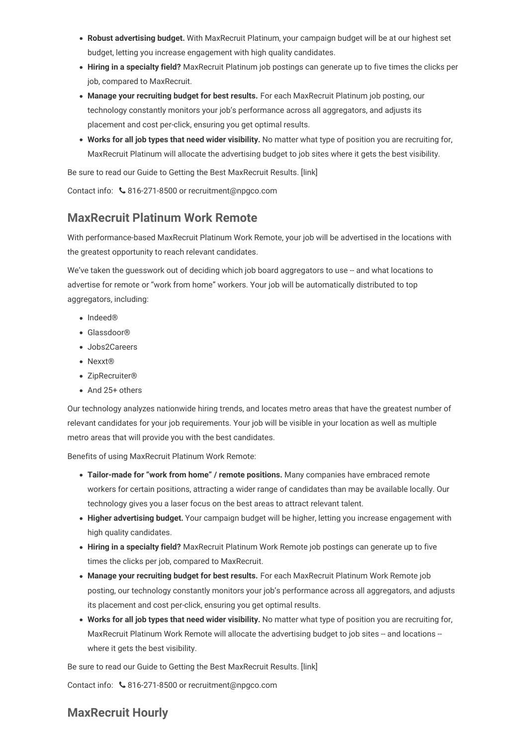- **Robust advertising budget.** With MaxRecruit Platinum, your campaign budget will be at our highest set budget, letting you increase engagement with high quality candidates.
- **Hiring in a specialty field?** MaxRecruit Platinum job postings can generate up to five times the clicks per job, compared to MaxRecruit.
- **Manage your recruiting budget for best results.** For each MaxRecruit Platinum job posting, our technology constantly monitors your job's performance across all aggregators, and adjusts its placement and cost per-click, ensuring you get optimal results.
- **Works for all job types that need wider visibility.** No matter what type of position you are recruiting for, MaxRecruit Platinum will allocate the advertising budget to job sites where it gets the best visibility.

Be sure to read our Guide to Getting the Best MaxRecruit Results. [link]

Contact info: 📞 816-271-8500 or recruitment@npgco.com

## MaxRecruit Platinum Work Remote

With performance-based MaxRecruit Platinum Work Remote, your job will be advertised in the locations with the greatest opportunity to reach relevant candidates.

We've taken the guesswork out of deciding which job board aggregators to use -- and what locations to advertise for remote or "work from home" workers. Your job will be automatically distributed to top aggregators, including:

- Indeed®
- Glassdoor®
- Jobs2Careers
- Nexxt®
- ZipRecruiter®
- And 25+ others

Our technology analyzes nationwide hiring trends, and locates metro areas that have the greatest number of relevant candidates for your job requirements. Your job will be visible in your location as well as multiple metro areas that will provide you with the best candidates.

Benefits of using MaxRecruit Platinum Work Remote:

- **Tailor-made for "work from home" / remote positions.** Many companies have embraced remote workers for certain positions, attracting a wider range of candidates than may be available locally. Our technology gives you a laser focus on the best areas to attract relevant talent.
- **Higher advertising budget.** Your campaign budget will be higher, letting you increase engagement with high quality candidates.
- **Hiring in a specialty field?** MaxRecruit Platinum Work Remote job postings can generate up to five times the clicks per job, compared to MaxRecruit.
- **Manage your recruiting budget for best results.** For each MaxRecruit Platinum Work Remote job posting, our technology constantly monitors your job's performance across all aggregators, and adjusts its placement and cost per-click, ensuring you get optimal results.
- **Works for all job types that need wider visibility.** No matter what type of position you are recruiting for, MaxRecruit Platinum Work Remote will allocate the advertising budget to job sites -- and locations -- where it gets the best visibility.

Be sure to read our Guide to Getting the Best MaxRecruit Results. [link]

Contact info: 📞 816-271-8500 or recruitment@npgco.com

## MaxRecruit Hourly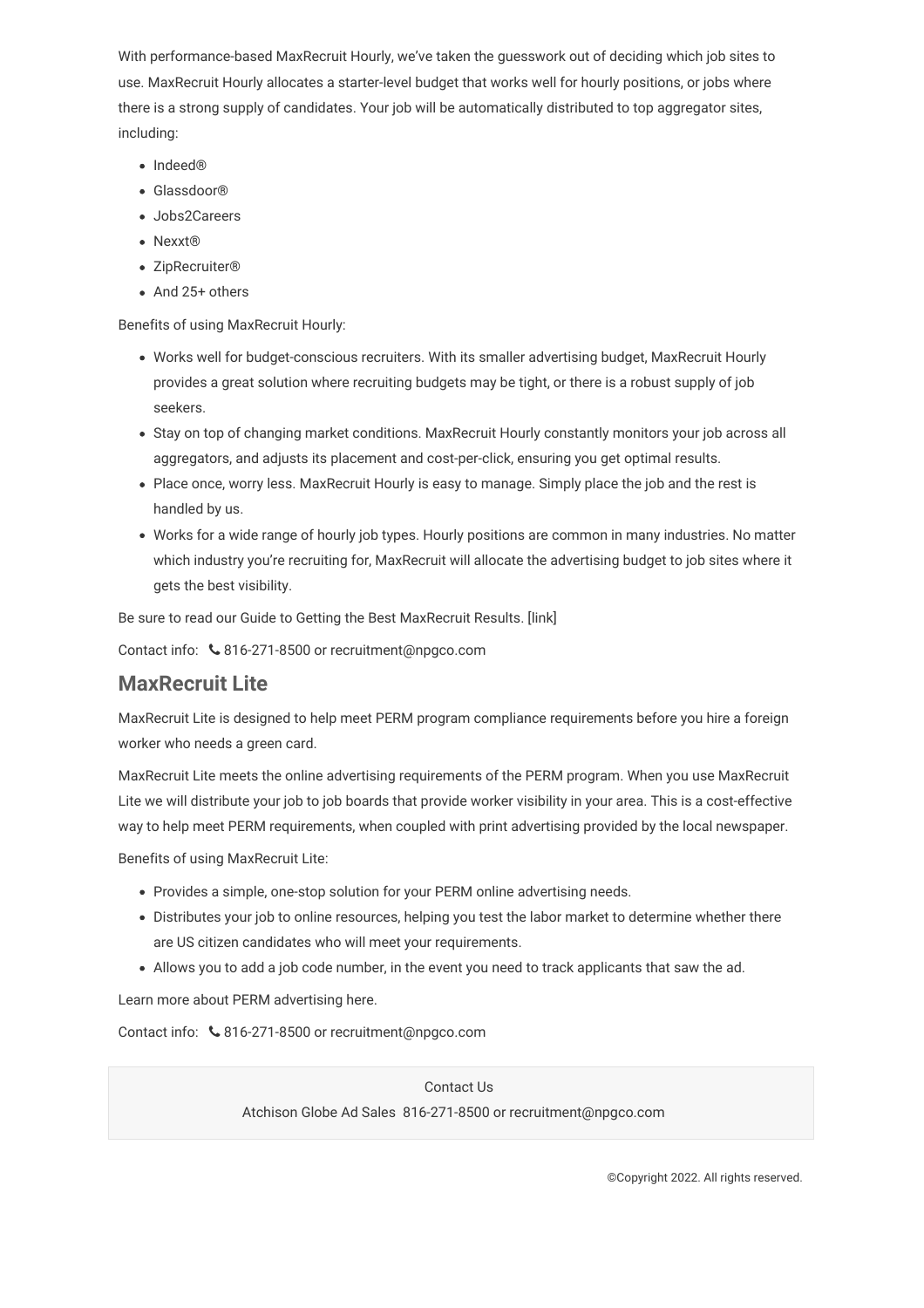With performance-based MaxRecruit Hourly, we've taken the guesswork out of deciding which job sites to use. MaxRecruit Hourly allocates a starter-level budget that works well for hourly positions, or jobs where there is a strong supply of candidates. Your job will be automatically distributed to top aggregator sites, including:

- Indeed®
- Glassdoor®
- Jobs2Careers
- Nexxt®
- ZipRecruiter®
- And 25+ others

Benefits of using MaxRecruit Hourly:

- Works well for budget-conscious recruiters. With its smaller advertising budget, MaxRecruit Hourly provides a great solution where recruiting budgets may be tight, or there is a robust supply of job seekers.
- Stay on top of changing market conditions. MaxRecruit Hourly constantly monitors your job across all aggregators, and adjusts its placement and cost-per-click, ensuring you get optimal results.
- Place once, worry less. MaxRecruit Hourly is easy to manage. Simply place the job and the rest is handled by us.
- Works for a wide range of hourly job types. Hourly positions are common in many industries. No matter which industry you're recruiting for, MaxRecruit will allocate the advertising budget to job sites where it gets the best visibility.

Be sure to read our Guide to Getting the Best MaxRecruit Results. [link]

Contact info: 816-271-8500 or recruitment@npgco.com

## MaxRecruit Lite

MaxRecruit Lite is designed to help meet PERM program compliance requirements before you hire a foreign worker who needs a green card.

MaxRecruit Lite meets the online advertising requirements of the PERM program. When you use MaxRecruit Lite we will distribute your job to job boards that provide worker visibility in your area. This is a cost-effective way to help meet PERM requirements, when coupled with print advertising provided by the local newspaper.

Benefits of using MaxRecruit Lite:

- Provides a simple, one-stop solution for your PERM online advertising needs.
- Distributes your job to online resources, helping you test the labor market to determine whether there are US citizen candidates who will meet your requirements.
- Allows you to add a job code number, in the event you need to track applicants that saw the ad.

Learn more about PERM advertising here.

Contact info: 816-271-8500 or recruitment@npgco.com

Contact Us

Atchison Globe Ad Sales 816-271-8500 or recruitment@npgco.com

©Copyright 2022. All rights reserved.